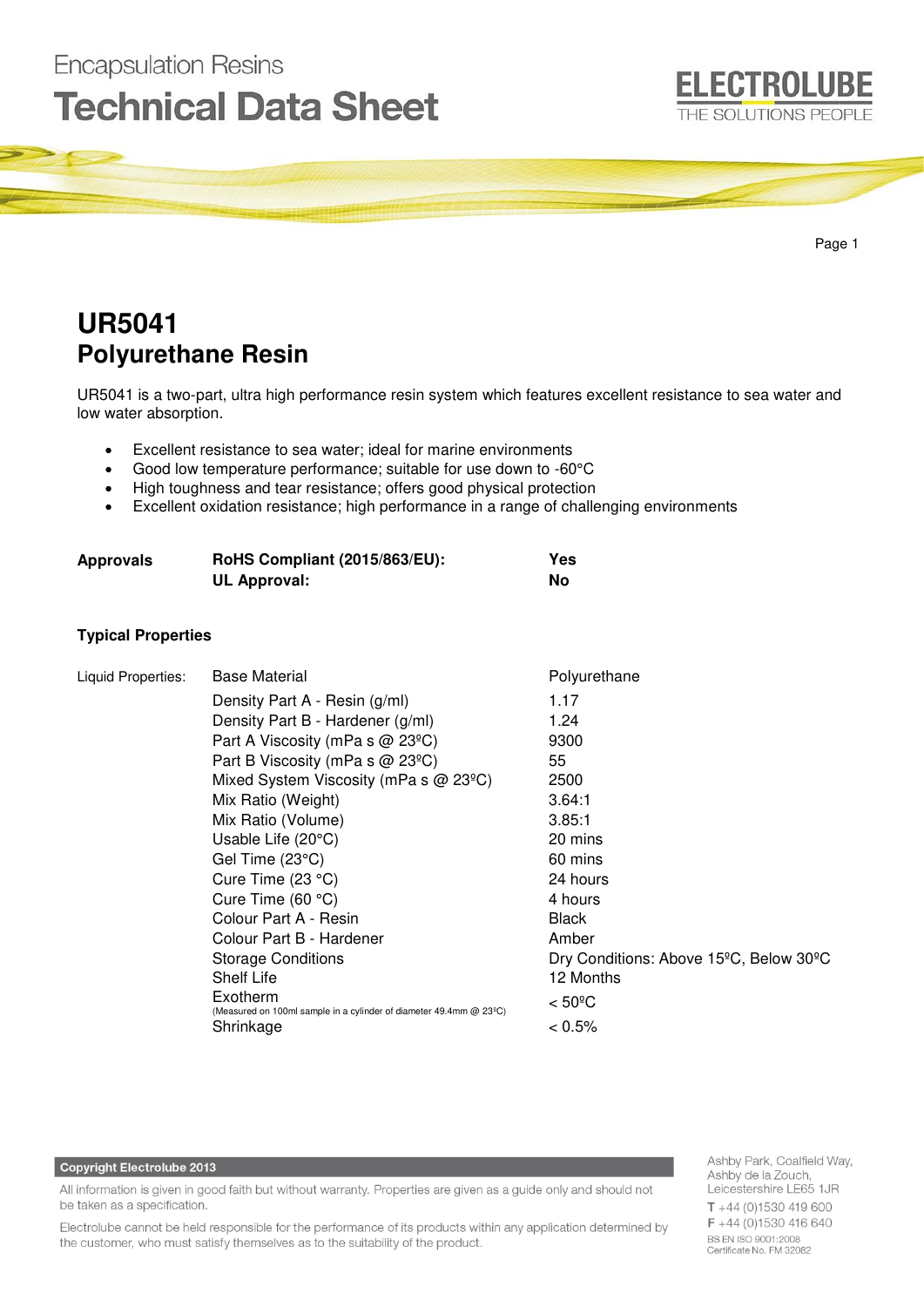Encapsulation Resins

# Technical Data Sheet

ELECTROLUBE
THE SOLUTIONS PEOPLE

# UR5041
## Polyurethane Resin

UR5041 is a two-part, ultra high performance resin system which features excellent resistance to sea water and low water absorption.

- Excellent resistance to sea water; ideal for marine environments
- Good low temperature performance; suitable for use down to -60°C
- High toughness and tear resistance; offers good physical protection
- Excellent oxidation resistance; high performance in a range of challenging environments

| | | |
|---|---|---|
| **Approvals** | **RoHS Compliant (2015/863/EU):** | **Yes** |
| | **UL Approval:** | **No** |

### Typical Properties

| | | |
|---|---|---|
| Liquid Properties: | Base Material | Polyurethane |
| | Density Part A - Resin (g/ml) | 1.17 |
| | Density Part B - Hardener (g/ml) | 1.24 |
| | Part A Viscosity (mPa s @ 23ºC) | 9300 |
| | Part B Viscosity (mPa s @ 23ºC) | 55 |
| | Mixed System Viscosity (mPa s @ 23ºC) | 2500 |
| | Mix Ratio (Weight) | 3.64:1 |
| | Mix Ratio (Volume) | 3.85:1 |
| | Usable Life (20°C) | 20 mins |
| | Gel Time (23°C) | 60 mins |
| | Cure Time (23 °C) | 24 hours |
| | Cure Time (60 °C) | 4 hours |
| | Colour Part A - Resin | Black |
| | Colour Part B - Hardener | Amber |
| | Storage Conditions | Dry Conditions: Above 15ºC, Below 30ºC |
| | Shelf Life | 12 Months |
| | Exotherm (Measured on 100ml sample in a cylinder of diameter 49.4mm @ 23ºC) | < 50ºC |
| | Shrinkage | < 0.5% |

**Copyright Electrolube 2013**

All information is given in good faith but without warranty. Properties are given as a guide only and should not be taken as a specification.

Electrolube cannot be held responsible for the performance of its products within any application determined by the customer, who must satisfy themselves as to the suitability of the product.

Ashby Park, Coalfield Way,
Ashby de la Zouch,
Leicestershire LE65 1JR
T +44 (0)1530 419 600
F +44 (0)1530 416 640
BS EN ISO 9001:2008
Certificate No. FM 32082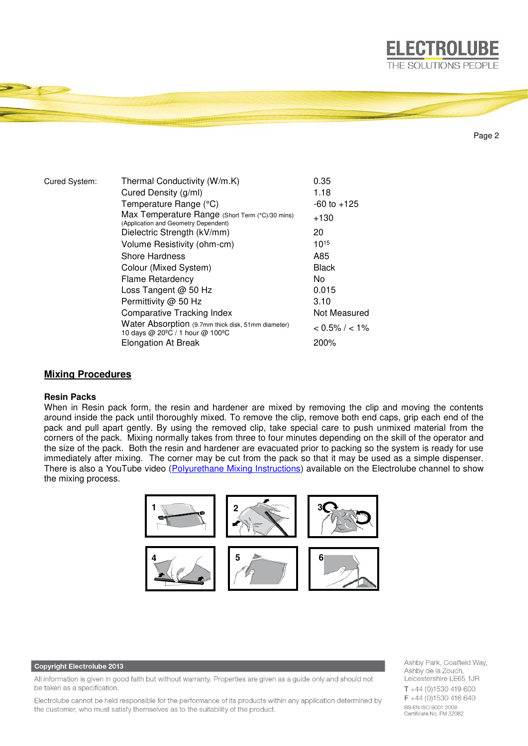| Cured System: | Thermal Conductivity (W/m.K) | 0.35 |
|---|---|---|
| | Cured Density (g/ml) | 1.18 |
| | Temperature Range (°C) | -60 to +125 |
| | Max Temperature Range (Short Term (°C)/30 mins) (Application and Geometry Dependent) | +130 |
| | Dielectric Strength (kV/mm) | 20 |
| | Volume Resistivity (ohm-cm) | $10^{15}$ |
| | Shore Hardness | A85 |
| | Colour (Mixed System) | Black |
| | Flame Retardency | No |
| | Loss Tangent @ 50 Hz | 0.015 |
| | Permittivity @ 50 Hz | 3.10 |
| | Comparative Tracking Index | Not Measured |
| | Water Absorption (9.7mm thick disk, 51mm diameter) 10 days @ 20ºC / 1 hour @ 100ºC | < 0.5% / < 1% |
| | Elongation At Break | 200% |

## Mixing Procedures

### Resin Packs

When in Resin pack form, the resin and hardener are mixed by removing the clip and moving the contents around inside the pack until thoroughly mixed. To remove the clip, remove both end caps, grip each end of the pack and pull apart gently. By using the removed clip, take special care to push unmixed material from the corners of the pack. Mixing normally takes from three to four minutes depending on the skill of the operator and the size of the pack. Both the resin and hardener are evacuated prior to packing so the system is ready for use immediately after mixing. The corner may be cut from the pack so that it may be used as a simple dispenser. There is also a YouTube video (Polyurethane Mixing Instructions) available on the Electrolube channel to show the mixing process.

Copyright Electrolube 2013

All information is given in good faith but without warranty. Properties are given as a guide only and should not be taken as a specification.

Electrolube cannot be held responsible for the performance of its products within any application determined by the customer, who must satisfy themselves as to the suitability of the product.

Ashby Park, Coalfield Way, Ashby de la Zouch, Leicestershire LE65 1JR
T +44 (0)1530 419 600
F +44 (0)1530 416 640
BS EN ISO 9001:2008
Certificate No. FM 32082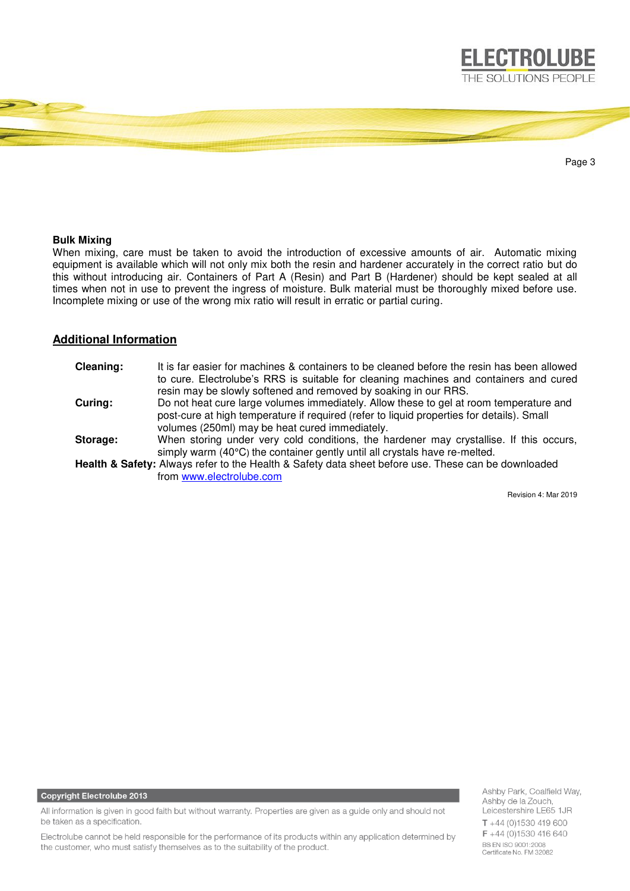### Bulk Mixing

When mixing, care must be taken to avoid the introduction of excessive amounts of air. Automatic mixing equipment is available which will not only mix both the resin and hardener accurately in the correct ratio but do this without introducing air. Containers of Part A (Resin) and Part B (Hardener) should be kept sealed at all times when not in use to prevent the ingress of moisture. Bulk material must be thoroughly mixed before use. Incomplete mixing or use of the wrong mix ratio will result in erratic or partial curing.

## Additional Information

**Cleaning:** It is far easier for machines & containers to be cleaned before the resin has been allowed to cure. Electrolube's RRS is suitable for cleaning machines and containers and cured resin may be slowly softened and removed by soaking in our RRS.

**Curing:** Do not heat cure large volumes immediately. Allow these to gel at room temperature and post-cure at high temperature if required (refer to liquid properties for details). Small volumes (250ml) may be heat cured immediately.

**Storage:** When storing under very cold conditions, the hardener may crystallise. If this occurs, simply warm (40°C) the container gently until all crystals have re-melted.

**Health & Safety:** Always refer to the Health & Safety data sheet before use. These can be downloaded from www.electrolube.com

Revision 4: Mar 2019

**Copyright Electrolube 2013**

All information is given in good faith but without warranty. Properties are given as a guide only and should not be taken as a specification.

Electrolube cannot be held responsible for the performance of its products within any application determined by the customer, who must satisfy themselves as to the suitability of the product.

Ashby Park, Coalfield Way,
Ashby de la Zouch,
Leicestershire LE65 1JR
T +44 (0)1530 419 600
F +44 (0)1530 416 640
BS EN ISO 9001:2008
Certificate No. FM 32082